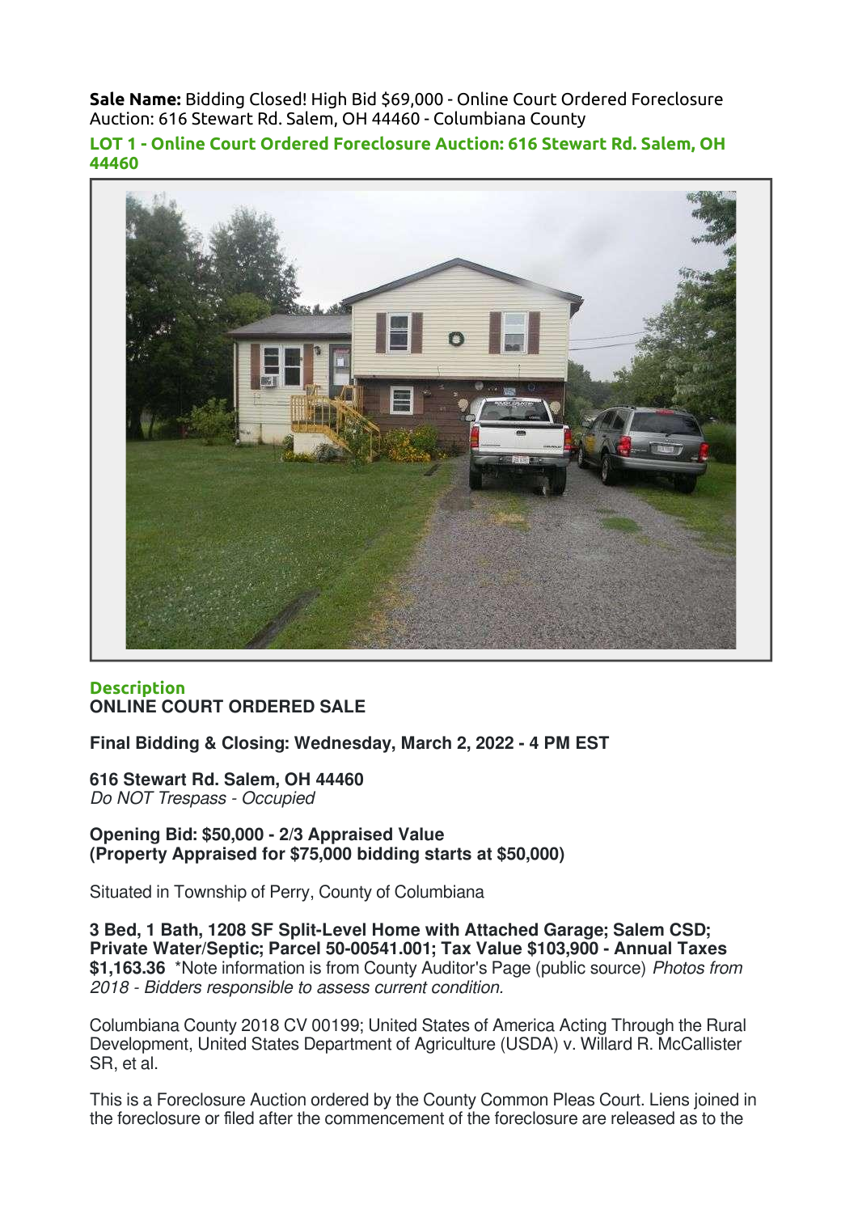**Sale Name:** Bidding Closed! High Bid $69,000 - Online Court Ordered Foreclosure Auction: 616 Stewart Rd. Salem, OH 44460 - Columbiana County

## LOT 1 - Online Court Ordered Foreclosure Auction: 616 Stewart Rd. Salem, OH 44460

### Description

**ONLINE COURT ORDERED SALE**

**Final Bidding & Closing: Wednesday, March 2, 2022 - 4 PM EST**

**616 Stewart Rd. Salem, OH 44460**
*Do NOT Trespass - Occupied*

**Opening Bid: $50,000 - 2/3 Appraised Value**
**(Property Appraised for $75,000 bidding starts at $50,000)**

Situated in Township of Perry, County of Columbiana

**3 Bed, 1 Bath, 1208 SF Split-Level Home with Attached Garage; Salem CSD; Private Water/Septic; Parcel 50-00541.001; Tax Value $103,900 - Annual Taxes $1,163.36** *Note information is from County Auditor's Page (public source) *Photos from 2018 - Bidders responsible to assess current condition.*

Columbiana County 2018 CV 00199; United States of America Acting Through the Rural Development, United States Department of Agriculture (USDA) v. Willard R. McCallister SR, et al.

This is a Foreclosure Auction ordered by the County Common Pleas Court. Liens joined in the foreclosure or filed after the commencement of the foreclosure are released as to the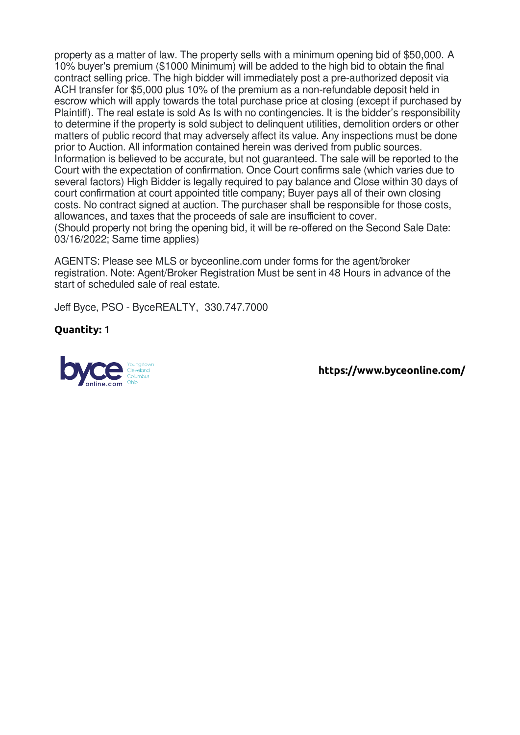property as a matter of law. The property sells with a minimum opening bid of $50,000. A 10% buyer's premium ($1000 Minimum) will be added to the high bid to obtain the final contract selling price. The high bidder will immediately post a pre-authorized deposit via ACH transfer for $5,000 plus 10% of the premium as a non-refundable deposit held in escrow which will apply towards the total purchase price at closing (except if purchased by Plaintiff). The real estate is sold As Is with no contingencies. It is the bidder's responsibility to determine if the property is sold subject to delinquent utilities, demolition orders or other matters of public record that may adversely affect its value. Any inspections must be done prior to Auction. All information contained herein was derived from public sources. Information is believed to be accurate, but not guaranteed. The sale will be reported to the Court with the expectation of confirmation. Once Court confirms sale (which varies due to several factors) High Bidder is legally required to pay balance and Close within 30 days of court confirmation at court appointed title company; Buyer pays all of their own closing costs. No contract signed at auction. The purchaser shall be responsible for those costs, allowances, and taxes that the proceeds of sale are insufficient to cover.
(Should property not bring the opening bid, it will be re-offered on the Second Sale Date: 03/16/2022; Same time applies)

AGENTS: Please see MLS or byceonline.com under forms for the agent/broker registration. Note: Agent/Broker Registration Must be sent in 48 Hours in advance of the start of scheduled sale of real estate.

Jeff Byce, PSO - ByceREALTY, 330.747.7000

**Quantity:** 1

byce online.com Youngstown Cleveland Columbus Ohio

**https://www.byceonline.com/**